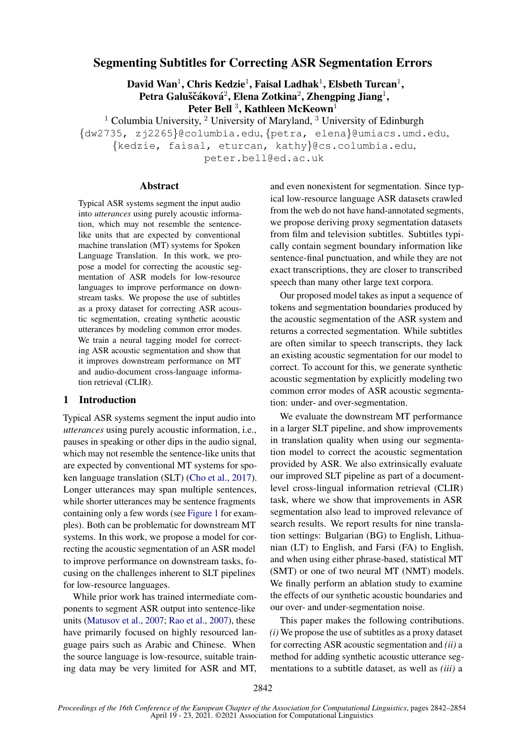# Segmenting Subtitles for Correcting ASR Segmentation Errors

**David Wan**[1], **Chris Kedzie**[1], **Faisal Ladhak**[1], **Elsbeth Turcan**[1], **Petra Galuščáková**[2], **Elena Zotkina**[2], **Zhengping Jiang**[1], **Peter Bell**[3], **Kathleen McKeown**[1]

[1] Columbia University, [2] University of Maryland, [3] University of Edinburgh

{dw2735, zj2265}@columbia.edu, {petra, elena}@umiacs.umd.edu, {kedzie, faisal, eturcan, kathy}@cs.columbia.edu, peter.bell@ed.ac.uk

## Abstract

Typical ASR systems segment the input audio into *utterances* using purely acoustic information, which may not resemble the sentence-like units that are expected by conventional machine translation (MT) systems for Spoken Language Translation. In this work, we propose a model for correcting the acoustic segmentation of ASR models for low-resource languages to improve performance on downstream tasks. We propose the use of subtitles as a proxy dataset for correcting ASR acoustic segmentation, creating synthetic acoustic utterances by modeling common error modes. We train a neural tagging model for correcting ASR acoustic segmentation and show that it improves downstream performance on MT and audio-document cross-language information retrieval (CLIR).

## 1 Introduction

Typical ASR systems segment the input audio into *utterances* using purely acoustic information, i.e., pauses in speaking or other dips in the audio signal, which may not resemble the sentence-like units that are expected by conventional MT systems for spoken language translation (SLT) (Cho et al., 2017). Longer utterances may span multiple sentences, while shorter utterances may be sentence fragments containing only a few words (see Figure 1 for examples). Both can be problematic for downstream MT systems. In this work, we propose a model for correcting the acoustic segmentation of an ASR model to improve performance on downstream tasks, focusing on the challenges inherent to SLT pipelines for low-resource languages.

While prior work has trained intermediate components to segment ASR output into sentence-like units (Matusov et al., 2007; Rao et al., 2007), these have primarily focused on highly resourced language pairs such as Arabic and Chinese. When the source language is low-resource, suitable training data may be very limited for ASR and MT, and even nonexistent for segmentation. Since typical low-resource language ASR datasets crawled from the web do not have hand-annotated segments, we propose deriving proxy segmentation datasets from film and television subtitles. Subtitles typically contain segment boundary information like sentence-final punctuation, and while they are not exact transcriptions, they are closer to transcribed speech than many other large text corpora.

Our proposed model takes as input a sequence of tokens and segmentation boundaries produced by the acoustic segmentation of the ASR system and returns a corrected segmentation. While subtitles are often similar to speech transcripts, they lack an existing acoustic segmentation for our model to correct. To account for this, we generate synthetic acoustic segmentation by explicitly modeling two common error modes of ASR acoustic segmentation: under- and over-segmentation.

We evaluate the downstream MT performance in a larger SLT pipeline, and show improvements in translation quality when using our segmentation model to correct the acoustic segmentation provided by ASR. We also extrinsically evaluate our improved SLT pipeline as part of a document-level cross-lingual information retrieval (CLIR) task, where we show that improvements in ASR segmentation also lead to improved relevance of search results. We report results for nine translation settings: Bulgarian (BG) to English, Lithuanian (LT) to English, and Farsi (FA) to English, and when using either phrase-based, statistical MT (SMT) or one of two neural MT (NMT) models. We finally perform an ablation study to examine the effects of our synthetic acoustic boundaries and our over- and under-segmentation noise.

This paper makes the following contributions. *(i)* We propose the use of subtitles as a proxy dataset for correcting ASR acoustic segmentation and *(ii)* a method for adding synthetic acoustic utterance segmentations to a subtitle dataset, as well as *(iii)* a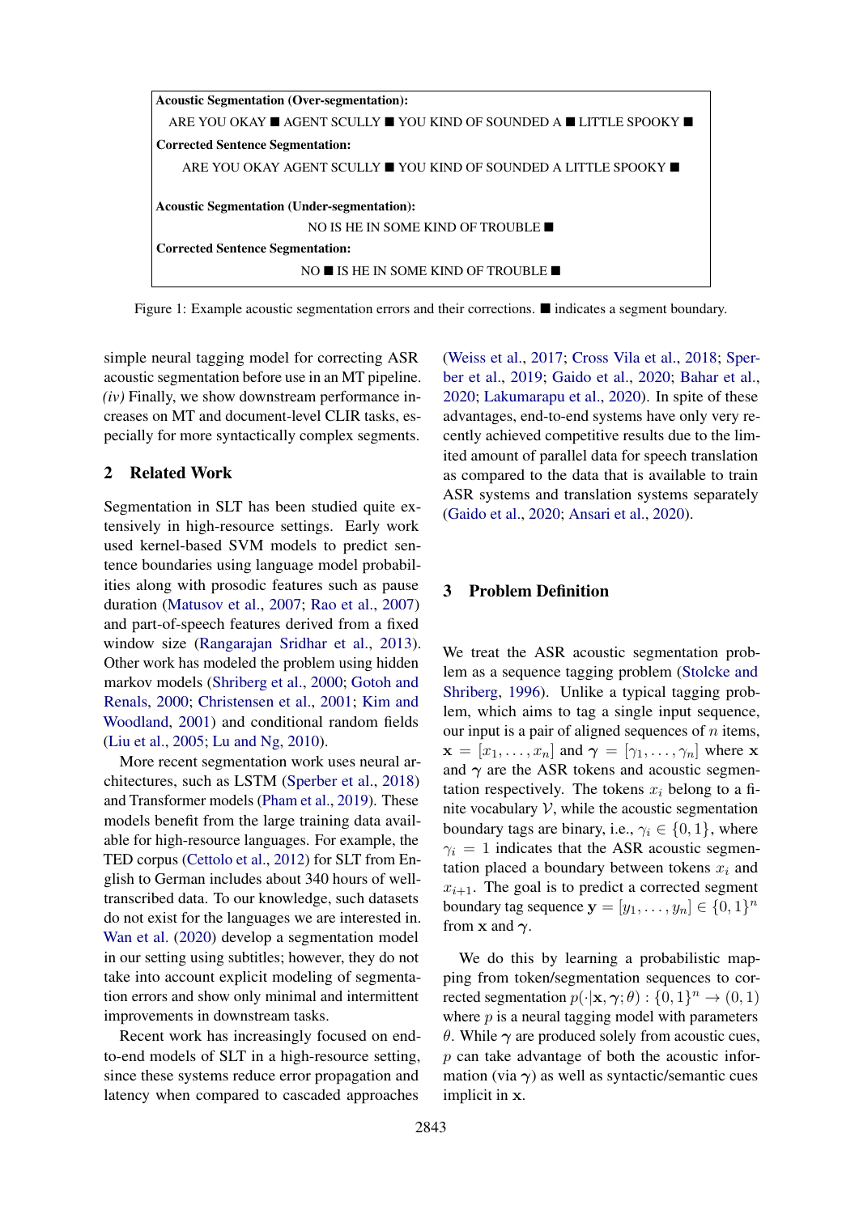**Acoustic Segmentation (Over-segmentation):**

ARE YOU OKAY ■ AGENT SCULLY ■ YOU KIND OF SOUNDED A ■ LITTLE SPOOKY ■

**Corrected Sentence Segmentation:**

ARE YOU OKAY AGENT SCULLY ■ YOU KIND OF SOUNDED A LITTLE SPOOKY ■

**Acoustic Segmentation (Under-segmentation):**

NO IS HE IN SOME KIND OF TROUBLE ■

**Corrected Sentence Segmentation:**

NO ■ IS HE IN SOME KIND OF TROUBLE ■

Figure 1: Example acoustic segmentation errors and their corrections. ■ indicates a segment boundary.

simple neural tagging model for correcting ASR acoustic segmentation before use in an MT pipeline. *(iv)* Finally, we show downstream performance increases on MT and document-level CLIR tasks, especially for more syntactically complex segments.

## 2 Related Work

Segmentation in SLT has been studied quite extensively in high-resource settings. Early work used kernel-based SVM models to predict sentence boundaries using language model probabilities along with prosodic features such as pause duration (Matusov et al., 2007; Rao et al., 2007) and part-of-speech features derived from a fixed window size (Rangarajan Sridhar et al., 2013). Other work has modeled the problem using hidden markov models (Shriberg et al., 2000; Gotoh and Renals, 2000; Christensen et al., 2001; Kim and Woodland, 2001) and conditional random fields (Liu et al., 2005; Lu and Ng, 2010).

More recent segmentation work uses neural architectures, such as LSTM (Sperber et al., 2018) and Transformer models (Pham et al., 2019). These models benefit from the large training data available for high-resource languages. For example, the TED corpus (Cettolo et al., 2012) for SLT from English to German includes about 340 hours of well-transcribed data. To our knowledge, such datasets do not exist for the languages we are interested in. Wan et al. (2020) develop a segmentation model in our setting using subtitles; however, they do not take into account explicit modeling of segmentation errors and show only minimal and intermittent improvements in downstream tasks.

Recent work has increasingly focused on end-to-end models of SLT in a high-resource setting, since these systems reduce error propagation and latency when compared to cascaded approaches (Weiss et al., 2017; Cross Vila et al., 2018; Sperber et al., 2019; Gaido et al., 2020; Bahar et al., 2020; Lakumarapu et al., 2020). In spite of these advantages, end-to-end systems have only very recently achieved competitive results due to the limited amount of parallel data for speech translation as compared to the data that is available to train ASR systems and translation systems separately (Gaido et al., 2020; Ansari et al., 2020).

## 3 Problem Definition

We treat the ASR acoustic segmentation problem as a sequence tagging problem (Stolcke and Shriberg, 1996). Unlike a typical tagging problem, which aims to tag a single input sequence, our input is a pair of aligned sequences of $n$ items, $\mathbf{x} = [x_1, \ldots, x_n]$ and $\boldsymbol{\gamma} = [\gamma_1, \ldots, \gamma_n]$ where $\mathbf{x}$ and $\boldsymbol{\gamma}$ are the ASR tokens and acoustic segmentation respectively. The tokens $x_i$ belong to a finite vocabulary $\mathcal{V}$, while the acoustic segmentation boundary tags are binary, i.e., $\gamma_i \in \{0, 1\}$, where $\gamma_i = 1$ indicates that the ASR acoustic segmentation placed a boundary between tokens $x_i$ and $x_{i+1}$. The goal is to predict a corrected segment boundary tag sequence $\mathbf{y} = [y_1, \ldots, y_n] \in \{0, 1\}^n$ from $\mathbf{x}$ and $\boldsymbol{\gamma}$.

We do this by learning a probabilistic mapping from token/segmentation sequences to corrected segmentation $p(\cdot|\mathbf{x}, \boldsymbol{\gamma}; \theta) : \{0, 1\}^n \rightarrow (0, 1)$ where $p$ is a neural tagging model with parameters $\theta$. While $\boldsymbol{\gamma}$ are produced solely from acoustic cues, $p$ can take advantage of both the acoustic information (via $\boldsymbol{\gamma}$) as well as syntactic/semantic cues implicit in $\mathbf{x}$.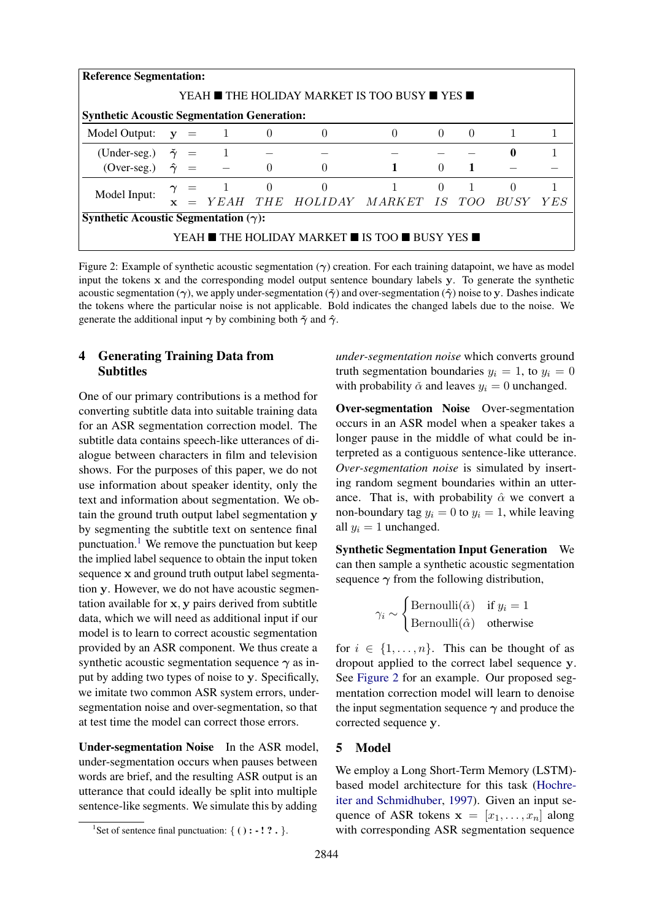**Reference Segmentation:**

YEAH ■ THE HOLIDAY MARKET IS TOO BUSY ■ YES ■

**Synthetic Acoustic Segmentation Generation:**

| | | | | | | | | | | |
|---|---|---|---|---|---|---|---|---|---|---|
| Model Output: | $\mathbf{y}$ | = | 1 | 0 | 0 | 0 | 0 | 0 | 1 | 1 |
| (Under-seg.) | $\check{\gamma}$ | = | 1 | – | – | – | – | – | **0** | 1 |
| (Over-seg.) | $\hat{\gamma}$ | = | – | 0 | 0 | **1** | 0 | **1** | – | – |
| Model Input: | $\gamma$ | = | 1 | 0 | 0 | 1 | 0 | 1 | 0 | 1 |
| | $\mathbf{x}$ | = | *YEAH* | *THE* | *HOLIDAY* | *MARKET* | *IS* | *TOO* | *BUSY* | *YES* |

**Synthetic Acoustic Segmentation ($\gamma$):**

YEAH ■ THE HOLIDAY MARKET ■ IS TOO ■ BUSY YES ■

Figure 2: Example of synthetic acoustic segmentation ($\gamma$) creation. For each training datapoint, we have as model input the tokens $\mathbf{x}$ and the corresponding model output sentence boundary labels $\mathbf{y}$. To generate the synthetic acoustic segmentation ($\gamma$), we apply under-segmentation ($\check{\gamma}$) and over-segmentation ($\hat{\gamma}$) noise to $\mathbf{y}$. Dashes indicate the tokens where the particular noise is not applicable. Bold indicates the changed labels due to the noise. We generate the additional input $\gamma$ by combining both $\check{\gamma}$ and $\hat{\gamma}$.

## 4 Generating Training Data from Subtitles

One of our primary contributions is a method for converting subtitle data into suitable training data for an ASR segmentation correction model. The subtitle data contains speech-like utterances of dialogue between characters in film and television shows. For the purposes of this paper, we do not use information about speaker identity, only the text and information about segmentation. We obtain the ground truth output label segmentation $\mathbf{y}$ by segmenting the subtitle text on sentence final punctuation.[1] We remove the punctuation but keep the implied label sequence to obtain the input token sequence $\mathbf{x}$ and ground truth output label segmentation $\mathbf{y}$. However, we do not have acoustic segmentation available for $\mathbf{x}, \mathbf{y}$ pairs derived from subtitle data, which we will need as additional input if our model is to learn to correct acoustic segmentation provided by an ASR component. We thus create a synthetic acoustic segmentation sequence $\gamma$ as input by adding two types of noise to $\mathbf{y}$. Specifically, we imitate two common ASR system errors, under-segmentation noise and over-segmentation, so that at test time the model can correct those errors.

**Under-segmentation Noise** In the ASR model, under-segmentation occurs when pauses between words are brief, and the resulting ASR output is an utterance that could ideally be split into multiple sentence-like segments. We simulate this by adding *under-segmentation noise* which converts ground truth segmentation boundaries $y_i = 1$, to $y_i = 0$ with probability $\check{\alpha}$ and leaves $y_i = 0$ unchanged.

**Over-segmentation Noise** Over-segmentation occurs in an ASR model when a speaker takes a longer pause in the middle of what could be interpreted as a contiguous sentence-like utterance. *Over-segmentation noise* is simulated by inserting random segment boundaries within an utterance. That is, with probability $\hat{\alpha}$ we convert a non-boundary tag $y_i = 0$ to $y_i = 1$, while leaving all $y_i = 1$ unchanged.

**Synthetic Segmentation Input Generation** We can then sample a synthetic acoustic segmentation sequence $\gamma$ from the following distribution,

$$\gamma_i \sim \begin{cases} \text{Bernoulli}(\check{\alpha}) & \text{if } y_i = 1 \\ \text{Bernoulli}(\hat{\alpha}) & \text{otherwise} \end{cases}$$

for $i \in \{1, \ldots, n\}$. This can be thought of as dropout applied to the correct label sequence $\mathbf{y}$. See Figure 2 for an example. Our proposed segmentation correction model will learn to denoise the input segmentation sequence $\gamma$ and produce the corrected sequence $\mathbf{y}$.

## 5 Model

We employ a Long Short-Term Memory (LSTM)-based model architecture for this task (Hochreiter and Schmidhuber, 1997). Given an input sequence of ASR tokens $\mathbf{x} = [x_1, \ldots, x_n]$ along with corresponding ASR segmentation sequence

[1] Set of sentence final punctuation: { **( ) : - ! ? .** }.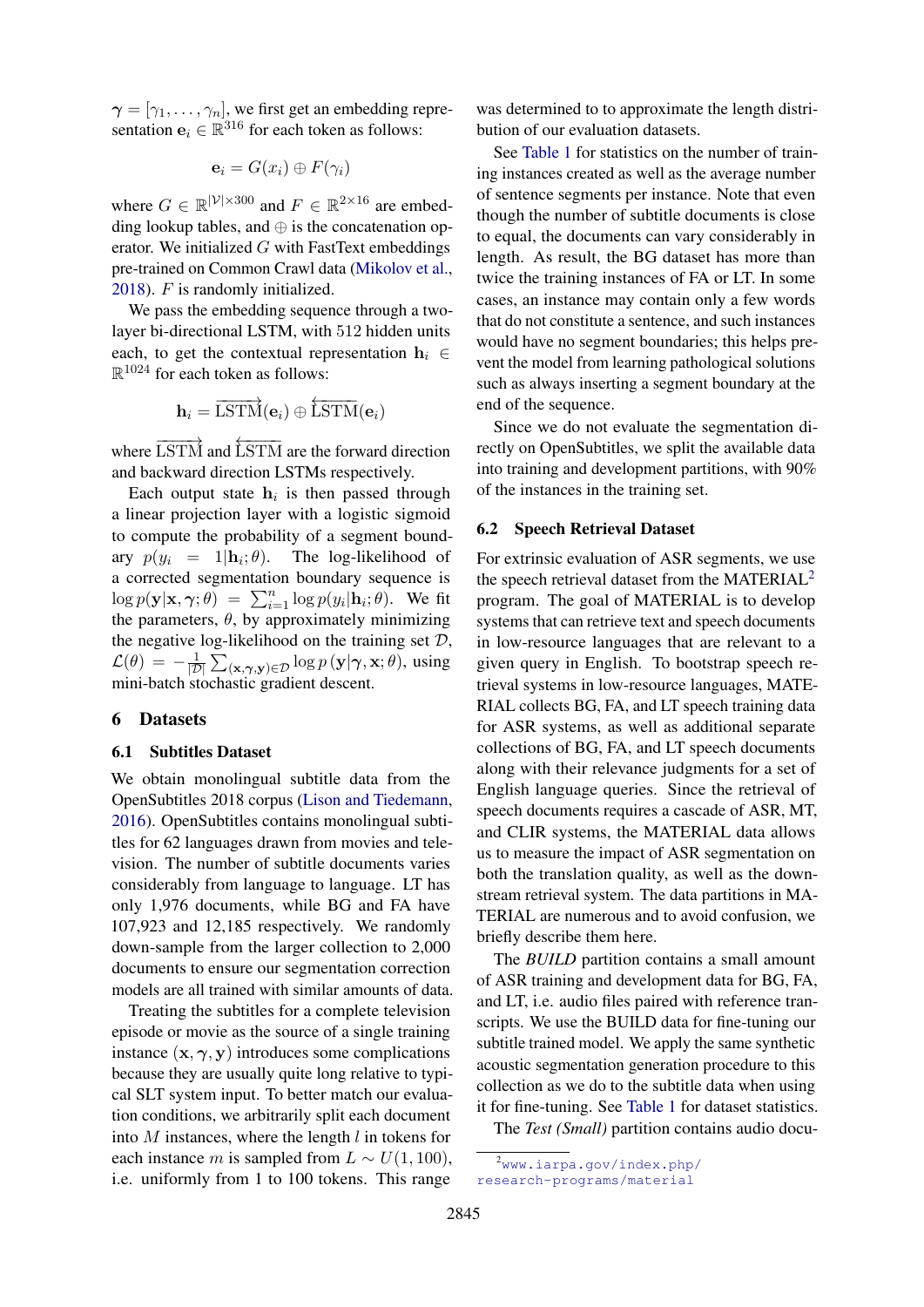$\boldsymbol{\gamma} = [\gamma_1, \ldots, \gamma_n]$, we first get an embedding representation $\mathbf{e}_i \in \mathbb{R}^{316}$ for each token as follows:

$$\mathbf{e}_i = G(x_i) \oplus F(\gamma_i)$$

where $G \in \mathbb{R}^{|\mathcal{V}| \times 300}$ and $F \in \mathbb{R}^{2 \times 16}$ are embedding lookup tables, and $\oplus$ is the concatenation operator. We initialized $G$ with FastText embeddings pre-trained on Common Crawl data (Mikolov et al., 2018). $F$ is randomly initialized.

We pass the embedding sequence through a two-layer bi-directional LSTM, with 512 hidden units each, to get the contextual representation $\mathbf{h}_i \in \mathbb{R}^{1024}$ for each token as follows:

$$\mathbf{h}_i = \overrightarrow{\text{LSTM}}(\mathbf{e}_i) \oplus \overleftarrow{\text{LSTM}}(\mathbf{e}_i)$$

where $\overrightarrow{\text{LSTM}}$ and $\overleftarrow{\text{LSTM}}$ are the forward direction and backward direction LSTMs respectively.

Each output state $\mathbf{h}_i$ is then passed through a linear projection layer with a logistic sigmoid to compute the probability of a segment boundary $p(y_i = 1|\mathbf{h}_i; \theta)$. The log-likelihood of a corrected segmentation boundary sequence is $\log p(\mathbf{y}|\mathbf{x}, \boldsymbol{\gamma}; \theta) = \sum_{i=1}^{n} \log p(y_i|\mathbf{h}_i; \theta)$. We fit the parameters, $\theta$, by approximately minimizing the negative log-likelihood on the training set $\mathcal{D}$, $\mathcal{L}(\theta) = -\frac{1}{|\mathcal{D}|} \sum_{(\mathbf{x}, \boldsymbol{\gamma}, \mathbf{y}) \in \mathcal{D}} \log p(\mathbf{y}|\boldsymbol{\gamma}, \mathbf{x}; \theta)$, using mini-batch stochastic gradient descent.

## 6 Datasets

### 6.1 Subtitles Dataset

We obtain monolingual subtitle data from the OpenSubtitles 2018 corpus (Lison and Tiedemann, 2016). OpenSubtitles contains monolingual subtitles for 62 languages drawn from movies and television. The number of subtitle documents varies considerably from language to language. LT has only 1,976 documents, while BG and FA have 107,923 and 12,185 respectively. We randomly down-sample from the larger collection to 2,000 documents to ensure our segmentation correction models are all trained with similar amounts of data.

Treating the subtitles for a complete television episode or movie as the source of a single training instance $(\mathbf{x}, \boldsymbol{\gamma}, \mathbf{y})$ introduces some complications because they are usually quite long relative to typical SLT system input. To better match our evaluation conditions, we arbitrarily split each document into $M$ instances, where the length $l$ in tokens for each instance $m$ is sampled from $L \sim U(1, 100)$, i.e. uniformly from 1 to 100 tokens. This range was determined to to approximate the length distribution of our evaluation datasets.

See Table 1 for statistics on the number of training instances created as well as the average number of sentence segments per instance. Note that even though the number of subtitle documents is close to equal, the documents can vary considerably in length. As result, the BG dataset has more than twice the training instances of FA or LT. In some cases, an instance may contain only a few words that do not constitute a sentence, and such instances would have no segment boundaries; this helps prevent the model from learning pathological solutions such as always inserting a segment boundary at the end of the sequence.

Since we do not evaluate the segmentation directly on OpenSubtitles, we split the available data into training and development partitions, with 90% of the instances in the training set.

### 6.2 Speech Retrieval Dataset

For extrinsic evaluation of ASR segments, we use the speech retrieval dataset from the MATERIAL[2] program. The goal of MATERIAL is to develop systems that can retrieve text and speech documents in low-resource languages that are relevant to a given query in English. To bootstrap speech retrieval systems in low-resource languages, MATERIAL collects BG, FA, and LT speech training data for ASR systems, as well as additional separate collections of BG, FA, and LT speech documents along with their relevance judgments for a set of English language queries. Since the retrieval of speech documents requires a cascade of ASR, MT, and CLIR systems, the MATERIAL data allows us to measure the impact of ASR segmentation on both the translation quality, as well as the downstream retrieval system. The data partitions in MATERIAL are numerous and to avoid confusion, we briefly describe them here.

The *BUILD* partition contains a small amount of ASR training and development data for BG, FA, and LT, i.e. audio files paired with reference transcripts. We use the BUILD data for fine-tuning our subtitle trained model. We apply the same synthetic acoustic segmentation generation procedure to this collection as we do to the subtitle data when using it for fine-tuning. See Table 1 for dataset statistics.

The *Test (Small)* partition contains audio docu-

[2] www.iarpa.gov/index.php/research-programs/material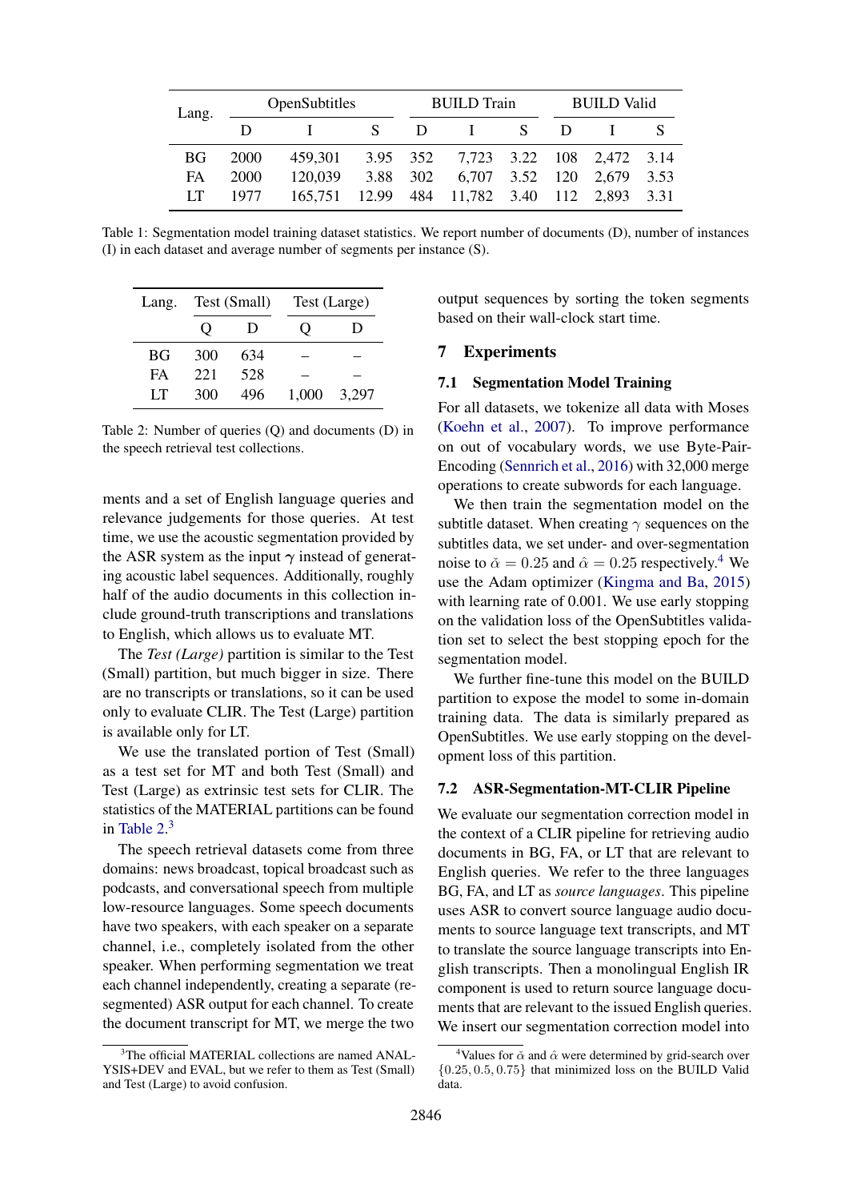| Lang. | OpenSubtitles | | | BUILD Train | | | BUILD Valid | | |
|---|---|---|---|---|---|---|---|---|---|
| | D | I | S | D | I | S | D | I | S |
| BG | 2000 | 459,301 | 3.95 | 352 | 7,723 | 3.22 | 108 | 2,472 | 3.14 |
| FA | 2000 | 120,039 | 3.88 | 302 | 6,707 | 3.52 | 120 | 2,679 | 3.53 |
| LT | 1977 | 165,751 | 12.99 | 484 | 11,782 | 3.40 | 112 | 2,893 | 3.31 |

Table 1: Segmentation model training dataset statistics. We report number of documents (D), number of instances (I) in each dataset and average number of segments per instance (S).

| Lang. | Test (Small) | | Test (Large) | |
|---|---|---|---|---|
| | Q | D | Q | D |
| BG | 300 | 634 | – | – |
| FA | 221 | 528 | – | – |
| LT | 300 | 496 | 1,000 | 3,297 |

Table 2: Number of queries (Q) and documents (D) in the speech retrieval test collections.

ments and a set of English language queries and relevance judgements for those queries. At test time, we use the acoustic segmentation provided by the ASR system as the input $\boldsymbol{\gamma}$ instead of generating acoustic label sequences. Additionally, roughly half of the audio documents in this collection include ground-truth transcriptions and translations to English, which allows us to evaluate MT.

The *Test (Large)* partition is similar to the Test (Small) partition, but much bigger in size. There are no transcripts or translations, so it can be used only to evaluate CLIR. The Test (Large) partition is available only for LT.

We use the translated portion of Test (Small) as a test set for MT and both Test (Small) and Test (Large) as extrinsic test sets for CLIR. The statistics of the MATERIAL partitions can be found in Table 2.[3]

The speech retrieval datasets come from three domains: news broadcast, topical broadcast such as podcasts, and conversational speech from multiple low-resource languages. Some speech documents have two speakers, with each speaker on a separate channel, i.e., completely isolated from the other speaker. When performing segmentation we treat each channel independently, creating a separate (re-segmented) ASR output for each channel. To create the document transcript for MT, we merge the two output sequences by sorting the token segments based on their wall-clock start time.

## 7 Experiments

### 7.1 Segmentation Model Training

For all datasets, we tokenize all data with Moses (Koehn et al., 2007). To improve performance on out of vocabulary words, we use Byte-Pair-Encoding (Sennrich et al., 2016) with 32,000 merge operations to create subwords for each language.

We then train the segmentation model on the subtitle dataset. When creating $\gamma$ sequences on the subtitles data, we set under- and over-segmentation noise to $\check{\alpha} = 0.25$ and $\hat{\alpha} = 0.25$ respectively.[4] We use the Adam optimizer (Kingma and Ba, 2015) with learning rate of 0.001. We use early stopping on the validation loss of the OpenSubtitles validation set to select the best stopping epoch for the segmentation model.

We further fine-tune this model on the BUILD partition to expose the model to some in-domain training data. The data is similarly prepared as OpenSubtitles. We use early stopping on the development loss of this partition.

### 7.2 ASR-Segmentation-MT-CLIR Pipeline

We evaluate our segmentation correction model in the context of a CLIR pipeline for retrieving audio documents in BG, FA, or LT that are relevant to English queries. We refer to the three languages BG, FA, and LT as *source languages*. This pipeline uses ASR to convert source language audio documents to source language text transcripts, and MT to translate the source language transcripts into English transcripts. Then a monolingual English IR component is used to return source language documents that are relevant to the issued English queries. We insert our segmentation correction model into

[3]The official MATERIAL collections are named ANALYSIS+DEV and EVAL, but we refer to them as Test (Small) and Test (Large) to avoid confusion.

[4]Values for $\check{\alpha}$ and $\hat{\alpha}$ were determined by grid-search over $\{0.25, 0.5, 0.75\}$ that minimized loss on the BUILD Valid data.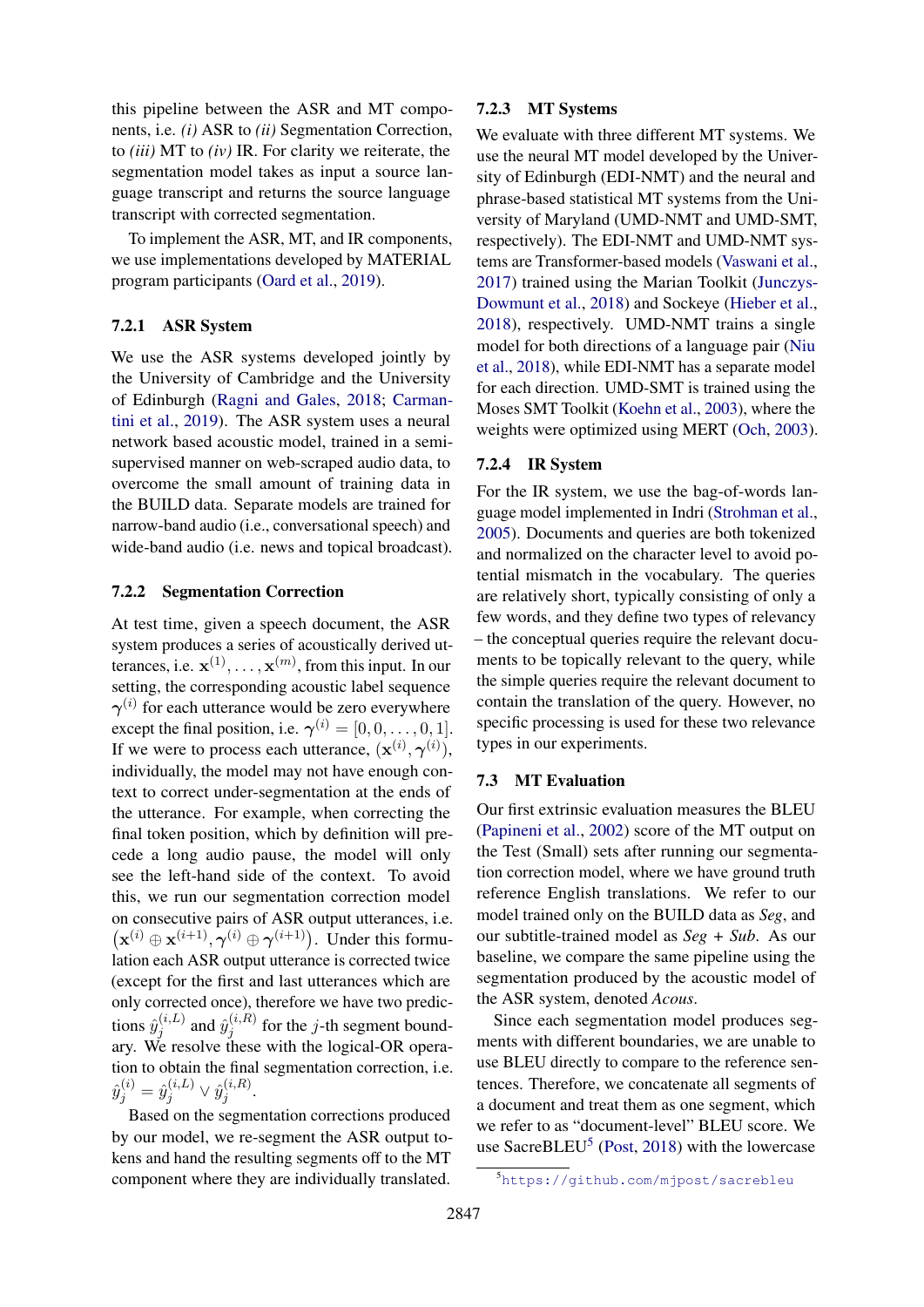this pipeline between the ASR and MT components, i.e. *(i)* ASR to *(ii)* Segmentation Correction, to *(iii)* MT to *(iv)* IR. For clarity we reiterate, the segmentation model takes as input a source language transcript and returns the source language transcript with corrected segmentation.

To implement the ASR, MT, and IR components, we use implementations developed by MATERIAL program participants (Oard et al., 2019).

### 7.2.1 ASR System

We use the ASR systems developed jointly by the University of Cambridge and the University of Edinburgh (Ragni and Gales, 2018; Carmantini et al., 2019). The ASR system uses a neural network based acoustic model, trained in a semi-supervised manner on web-scraped audio data, to overcome the small amount of training data in the BUILD data. Separate models are trained for narrow-band audio (i.e., conversational speech) and wide-band audio (i.e. news and topical broadcast).

### 7.2.2 Segmentation Correction

At test time, given a speech document, the ASR system produces a series of acoustically derived utterances, i.e. $\mathbf{x}^{(1)}, \ldots, \mathbf{x}^{(m)}$, from this input. In our setting, the corresponding acoustic label sequence $\boldsymbol{\gamma}^{(i)}$ for each utterance would be zero everywhere except the final position, i.e. $\boldsymbol{\gamma}^{(i)} = [0, 0, \ldots, 0, 1]$. If we were to process each utterance, $(\mathbf{x}^{(i)}, \boldsymbol{\gamma}^{(i)})$, individually, the model may not have enough context to correct under-segmentation at the ends of the utterance. For example, when correcting the final token position, which by definition will precede a long audio pause, the model will only see the left-hand side of the context. To avoid this, we run our segmentation correction model on consecutive pairs of ASR output utterances, i.e. $\left(\mathbf{x}^{(i)} \oplus \mathbf{x}^{(i+1)}, \boldsymbol{\gamma}^{(i)} \oplus \boldsymbol{\gamma}^{(i+1)}\right)$. Under this formulation each ASR output utterance is corrected twice (except for the first and last utterances which are only corrected once), therefore we have two predictions $\hat{y}_j^{(i,L)}$ and $\hat{y}_j^{(i,R)}$ for the $j$-th segment boundary. We resolve these with the logical-OR operation to obtain the final segmentation correction, i.e. $\hat{y}_j^{(i)} = \hat{y}_j^{(i,L)} \vee \hat{y}_j^{(i,R)}$.

Based on the segmentation corrections produced by our model, we re-segment the ASR output tokens and hand the resulting segments off to the MT component where they are individually translated.

### 7.2.3 MT Systems

We evaluate with three different MT systems. We use the neural MT model developed by the University of Edinburgh (EDI-NMT) and the neural and phrase-based statistical MT systems from the University of Maryland (UMD-NMT and UMD-SMT, respectively). The EDI-NMT and UMD-NMT systems are Transformer-based models (Vaswani et al., 2017) trained using the Marian Toolkit (Junczys-Dowmunt et al., 2018) and Sockeye (Hieber et al., 2018), respectively. UMD-NMT trains a single model for both directions of a language pair (Niu et al., 2018), while EDI-NMT has a separate model for each direction. UMD-SMT is trained using the Moses SMT Toolkit (Koehn et al., 2003), where the weights were optimized using MERT (Och, 2003).

### 7.2.4 IR System

For the IR system, we use the bag-of-words language model implemented in Indri (Strohman et al., 2005). Documents and queries are both tokenized and normalized on the character level to avoid potential mismatch in the vocabulary. The queries are relatively short, typically consisting of only a few words, and they define two types of relevancy – the conceptual queries require the relevant documents to be topically relevant to the query, while the simple queries require the relevant document to contain the translation of the query. However, no specific processing is used for these two relevance types in our experiments.

## 7.3 MT Evaluation

Our first extrinsic evaluation measures the BLEU (Papineni et al., 2002) score of the MT output on the Test (Small) sets after running our segmentation correction model, where we have ground truth reference English translations. We refer to our model trained only on the BUILD data as *Seg*, and our subtitle-trained model as *Seg + Sub*. As our baseline, we compare the same pipeline using the segmentation produced by the acoustic model of the ASR system, denoted *Acous*.

Since each segmentation model produces segments with different boundaries, we are unable to use BLEU directly to compare to the reference sentences. Therefore, we concatenate all segments of a document and treat them as one segment, which we refer to as "document-level" BLEU score. We use SacreBLEU[5] (Post, 2018) with the lowercase

[5] https://github.com/mjpost/sacrebleu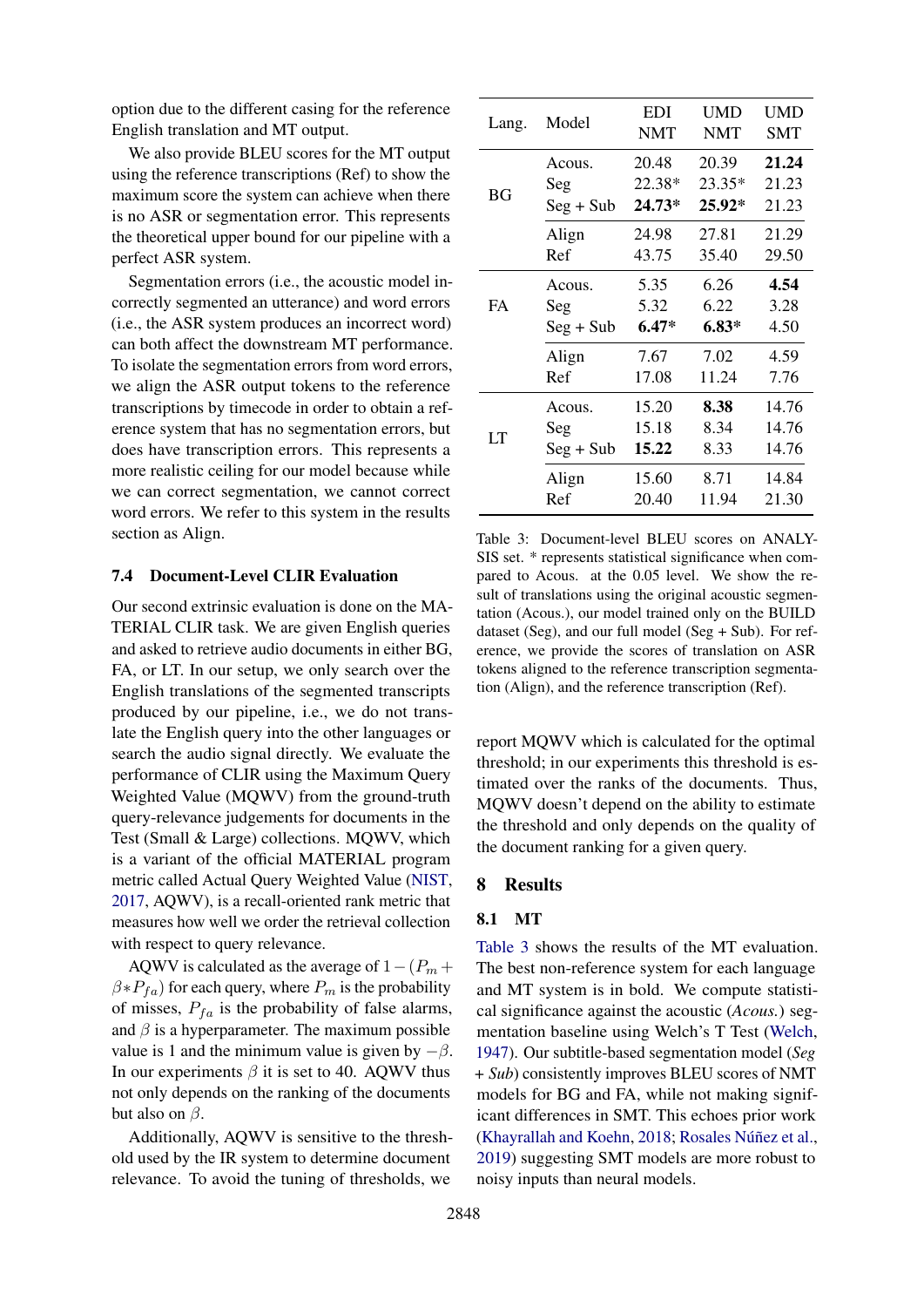option due to the different casing for the reference English translation and MT output.

We also provide BLEU scores for the MT output using the reference transcriptions (Ref) to show the maximum score the system can achieve when there is no ASR or segmentation error. This represents the theoretical upper bound for our pipeline with a perfect ASR system.

Segmentation errors (i.e., the acoustic model incorrectly segmented an utterance) and word errors (i.e., the ASR system produces an incorrect word) can both affect the downstream MT performance. To isolate the segmentation errors from word errors, we align the ASR output tokens to the reference transcriptions by timecode in order to obtain a reference system that has no segmentation errors, but does have transcription errors. This represents a more realistic ceiling for our model because while we can correct segmentation, we cannot correct word errors. We refer to this system in the results section as Align.

### 7.4 Document-Level CLIR Evaluation

Our second extrinsic evaluation is done on the MATERIAL CLIR task. We are given English queries and asked to retrieve audio documents in either BG, FA, or LT. In our setup, we only search over the English translations of the segmented transcripts produced by our pipeline, i.e., we do not translate the English query into the other languages or search the audio signal directly. We evaluate the performance of CLIR using the Maximum Query Weighted Value (MQWV) from the ground-truth query-relevance judgements for documents in the Test (Small & Large) collections. MQWV, which is a variant of the official MATERIAL program metric called Actual Query Weighted Value (NIST, 2017, AQWV), is a recall-oriented rank metric that measures how well we order the retrieval collection with respect to query relevance.

AQWV is calculated as the average of $1-(P_m+\beta*P_{fa})$ for each query, where $P_m$ is the probability of misses, $P_{fa}$ is the probability of false alarms, and $\beta$ is a hyperparameter. The maximum possible value is 1 and the minimum value is given by $-\beta$. In our experiments $\beta$ it is set to 40. AQWV thus not only depends on the ranking of the documents but also on $\beta$.

Additionally, AQWV is sensitive to the threshold used by the IR system to determine document relevance. To avoid the tuning of thresholds, we report MQWV which is calculated for the optimal threshold; in our experiments this threshold is estimated over the ranks of the documents. Thus, MQWV doesn't depend on the ability to estimate the threshold and only depends on the quality of the document ranking for a given query.

| Lang. | Model | EDI NMT | UMD NMT | UMD SMT |
|---|---|---|---|---|
| BG | Acous. | 20.48 | 20.39 | **21.24** |
| | Seg | 22.38* | 23.35* | 21.23 |
| | Seg + Sub | **24.73*** | **25.92*** | 21.23 |
| | Align | 24.98 | 27.81 | 21.29 |
| | Ref | 43.75 | 35.40 | 29.50 |
| FA | Acous. | 5.35 | 6.26 | **4.54** |
| | Seg | 5.32 | 6.22 | 3.28 |
| | Seg + Sub | **6.47*** | **6.83*** | 4.50 |
| | Align | 7.67 | 7.02 | 4.59 |
| | Ref | 17.08 | 11.24 | 7.76 |
| LT | Acous. | 15.20 | **8.38** | 14.76 |
| | Seg | 15.18 | 8.34 | 14.76 |
| | Seg + Sub | **15.22** | 8.33 | 14.76 |
| | Align | 15.60 | 8.71 | 14.84 |
| | Ref | 20.40 | 11.94 | 21.30 |

Table 3: Document-level BLEU scores on ANALYSIS set. * represents statistical significance when compared to Acous. at the 0.05 level. We show the result of translations using the original acoustic segmentation (Acous.), our model trained only on the BUILD dataset (Seg), and our full model (Seg + Sub). For reference, we provide the scores of translation on ASR tokens aligned to the reference transcription segmentation (Align), and the reference transcription (Ref).

## 8 Results

### 8.1 MT

Table 3 shows the results of the MT evaluation. The best non-reference system for each language and MT system is in bold. We compute statistical significance against the acoustic (*Acous.*) segmentation baseline using Welch's T Test (Welch, 1947). Our subtitle-based segmentation model (*Seg + Sub*) consistently improves BLEU scores of NMT models for BG and FA, while not making significant differences in SMT. This echoes prior work (Khayrallah and Koehn, 2018; Rosales Núñez et al., 2019) suggesting SMT models are more robust to noisy inputs than neural models.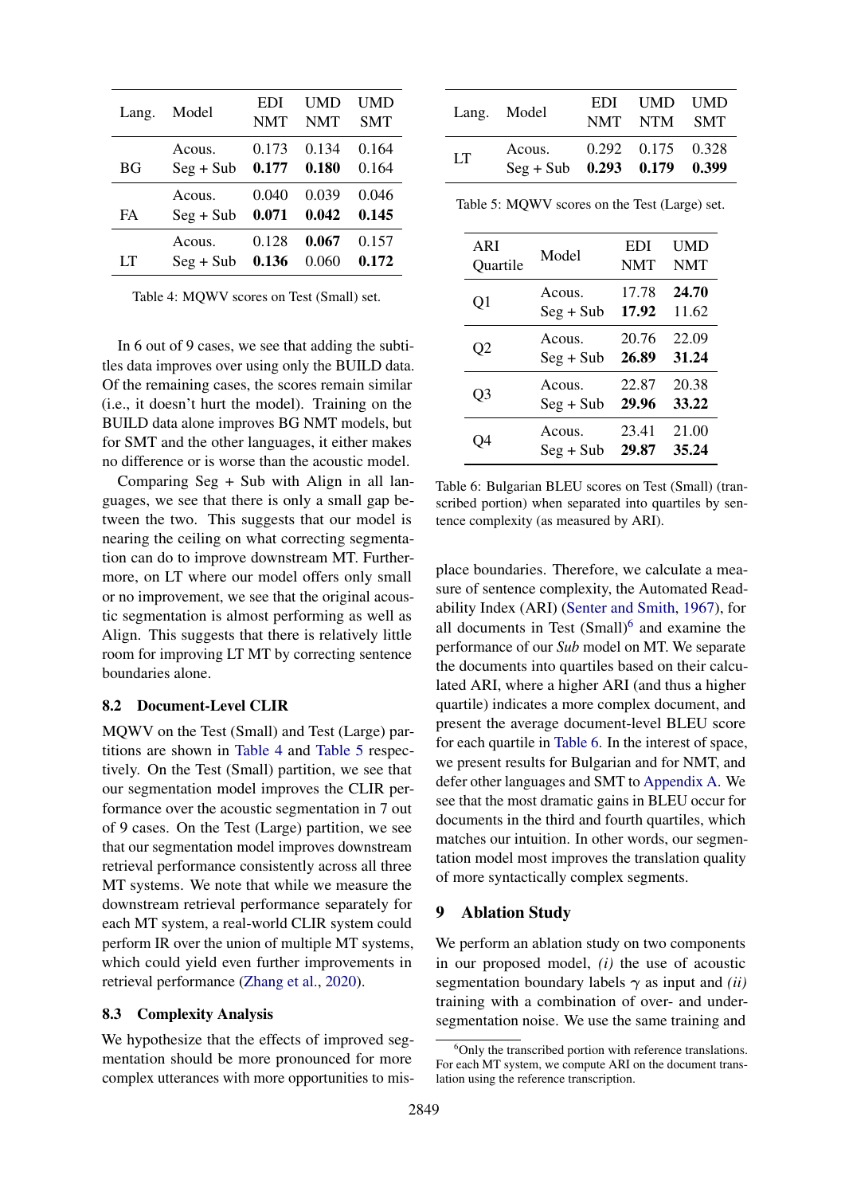| Lang. | Model | EDI NMT | UMD NMT | UMD SMT |
|---|---|---|---|---|
| BG | Acous. | 0.173 | 0.134 | 0.164 |
| | Seg + Sub | **0.177** | **0.180** | 0.164 |
| FA | Acous. | 0.040 | 0.039 | 0.046 |
| | Seg + Sub | **0.071** | **0.042** | **0.145** |
| LT | Acous. | 0.128 | **0.067** | 0.157 |
| | Seg + Sub | **0.136** | 0.060 | **0.172** |

Table 4: MQWV scores on Test (Small) set.

In 6 out of 9 cases, we see that adding the subtitles data improves over using only the BUILD data. Of the remaining cases, the scores remain similar (i.e., it doesn't hurt the model). Training on the BUILD data alone improves BG NMT models, but for SMT and the other languages, it either makes no difference or is worse than the acoustic model.

Comparing Seg + Sub with Align in all languages, we see that there is only a small gap between the two. This suggests that our model is nearing the ceiling on what correcting segmentation can do to improve downstream MT. Furthermore, on LT where our model offers only small or no improvement, we see that the original acoustic segmentation is almost performing as well as Align. This suggests that there is relatively little room for improving LT MT by correcting sentence boundaries alone.

### 8.2 Document-Level CLIR

MQWV on the Test (Small) and Test (Large) partitions are shown in Table 4 and Table 5 respectively. On the Test (Small) partition, we see that our segmentation model improves the CLIR performance over the acoustic segmentation in 7 out of 9 cases. On the Test (Large) partition, we see that our segmentation model improves downstream retrieval performance consistently across all three MT systems. We note that while we measure the downstream retrieval performance separately for each MT system, a real-world CLIR system could perform IR over the union of multiple MT systems, which could yield even further improvements in retrieval performance (Zhang et al., 2020).

### 8.3 Complexity Analysis

We hypothesize that the effects of improved segmentation should be more pronounced for more complex utterances with more opportunities to misplace boundaries. Therefore, we calculate a measure of sentence complexity, the Automated Readability Index (ARI) (Senter and Smith, 1967), for all documents in Test (Small)[6] and examine the performance of our *Sub* model on MT. We separate the documents into quartiles based on their calculated ARI, where a higher ARI (and thus a higher quartile) indicates a more complex document, and present the average document-level BLEU score for each quartile in Table 6. In the interest of space, we present results for Bulgarian and for NMT, and defer other languages and SMT to Appendix A. We see that the most dramatic gains in BLEU occur for documents in the third and fourth quartiles, which matches our intuition. In other words, our segmentation model most improves the translation quality of more syntactically complex segments.

| Lang. | Model | EDI NMT | UMD NTM | UMD SMT |
|---|---|---|---|---|
| LT | Acous. | 0.292 | 0.175 | 0.328 |
| | Seg + Sub | **0.293** | **0.179** | **0.399** |

Table 5: MQWV scores on the Test (Large) set.

| ARI Quartile | Model | EDI NMT | UMD NMT |
|---|---|---|---|
| Q1 | Acous. | 17.78 | **24.70** |
| | Seg + Sub | **17.92** | 11.62 |
| Q2 | Acous. | 20.76 | 22.09 |
| | Seg + Sub | **26.89** | **31.24** |
| Q3 | Acous. | 22.87 | 20.38 |
| | Seg + Sub | **29.96** | **33.22** |
| Q4 | Acous. | 23.41 | 21.00 |
| | Seg + Sub | **29.87** | **35.24** |

Table 6: Bulgarian BLEU scores on Test (Small) (transcribed portion) when separated into quartiles by sentence complexity (as measured by ARI).

## 9 Ablation Study

We perform an ablation study on two components in our proposed model, *(i)* the use of acoustic segmentation boundary labels $\gamma$ as input and *(ii)* training with a combination of over- and under-segmentation noise. We use the same training and

[6] Only the transcribed portion with reference translations. For each MT system, we compute ARI on the document translation using the reference transcription.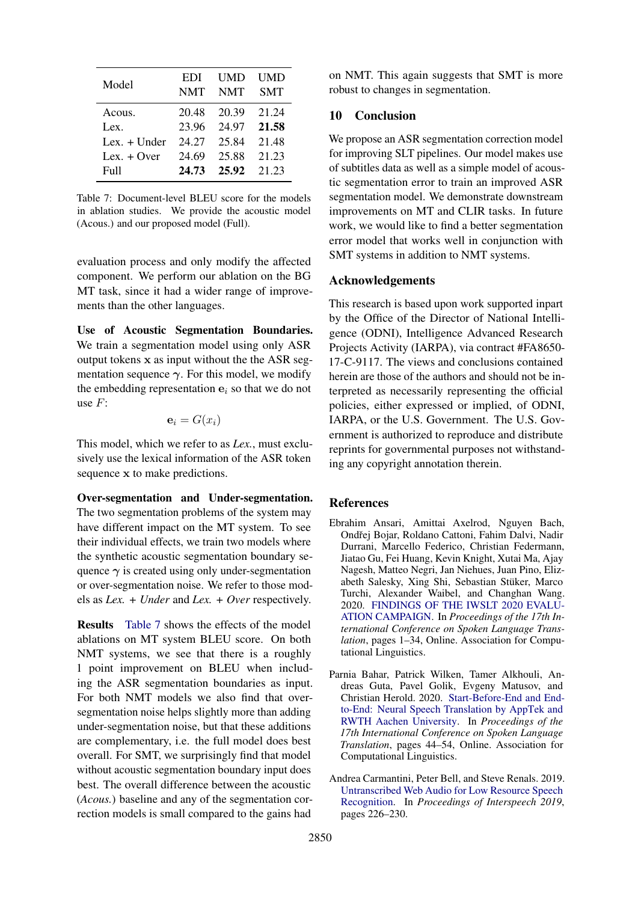| Model | EDI NMT | UMD NMT | UMD SMT |
|---|---|---|---|
| Acous. | 20.48 | 20.39 | 21.24 |
| Lex. | 23.96 | 24.97 | **21.58** |
| Lex. + Under | 24.27 | 25.84 | 21.48 |
| Lex. + Over | 24.69 | 25.88 | 21.23 |
| Full | **24.73** | **25.92** | 21.23 |

Table 7: Document-level BLEU score for the models in ablation studies. We provide the acoustic model (Acous.) and our proposed model (Full).

evaluation process and only modify the affected component. We perform our ablation on the BG MT task, since it had a wider range of improvements than the other languages.

**Use of Acoustic Segmentation Boundaries.** We train a segmentation model using only ASR output tokens $\mathbf{x}$ as input without the the ASR segmentation sequence $\boldsymbol{\gamma}$. For this model, we modify the embedding representation $\mathbf{e}_i$ so that we do not use $F$:

$$\mathbf{e}_i = G(x_i)$$

This model, which we refer to as *Lex.*, must exclusively use the lexical information of the ASR token sequence $\mathbf{x}$ to make predictions.

**Over-segmentation and Under-segmentation.** The two segmentation problems of the system may have different impact on the MT system. To see their individual effects, we train two models where the synthetic acoustic segmentation boundary sequence $\boldsymbol{\gamma}$ is created using only under-segmentation or over-segmentation noise. We refer to those models as *Lex. + Under* and *Lex. + Over* respectively.

**Results** Table 7 shows the effects of the model ablations on MT system BLEU score. On both NMT systems, we see that there is a roughly 1 point improvement on BLEU when including the ASR segmentation boundaries as input. For both NMT models we also find that over-segmentation noise helps slightly more than adding under-segmentation noise, but that these additions are complementary, i.e. the full model does best overall. For SMT, we surprisingly find that model without acoustic segmentation boundary input does best. The overall difference between the acoustic (*Acous.*) baseline and any of the segmentation correction models is small compared to the gains had on NMT. This again suggests that SMT is more robust to changes in segmentation.

## 10 Conclusion

We propose an ASR segmentation correction model for improving SLT pipelines. Our model makes use of subtitles data as well as a simple model of acoustic segmentation error to train an improved ASR segmentation model. We demonstrate downstream improvements on MT and CLIR tasks. In future work, we would like to find a better segmentation error model that works well in conjunction with SMT systems in addition to NMT systems.

## Acknowledgements

This research is based upon work supported inpart by the Office of the Director of National Intelligence (ODNI), Intelligence Advanced Research Projects Activity (IARPA), via contract #FA8650-17-C-9117. The views and conclusions contained herein are those of the authors and should not be interpreted as necessarily representing the official policies, either expressed or implied, of ODNI, IARPA, or the U.S. Government. The U.S. Government is authorized to reproduce and distribute reprints for governmental purposes not withstanding any copyright annotation therein.

## References

Ebrahim Ansari, Amittai Axelrod, Nguyen Bach, Ondřej Bojar, Roldano Cattoni, Fahim Dalvi, Nadir Durrani, Marcello Federico, Christian Federmann, Jiatao Gu, Fei Huang, Kevin Knight, Xutai Ma, Ajay Nagesh, Matteo Negri, Jan Niehues, Juan Pino, Elizabeth Salesky, Xing Shi, Sebastian Stüker, Marco Turchi, Alexander Waibel, and Changhan Wang. 2020. FINDINGS OF THE IWSLT 2020 EVALUATION CAMPAIGN. In *Proceedings of the 17th International Conference on Spoken Language Translation*, pages 1–34, Online. Association for Computational Linguistics.

Parnia Bahar, Patrick Wilken, Tamer Alkhouli, Andreas Guta, Pavel Golik, Evgeny Matusov, and Christian Herold. 2020. Start-Before-End and End-to-End: Neural Speech Translation by AppTek and RWTH Aachen University. In *Proceedings of the 17th International Conference on Spoken Language Translation*, pages 44–54, Online. Association for Computational Linguistics.

Andrea Carmantini, Peter Bell, and Steve Renals. 2019. Untranscribed Web Audio for Low Resource Speech Recognition. In *Proceedings of Interspeech 2019*, pages 226–230.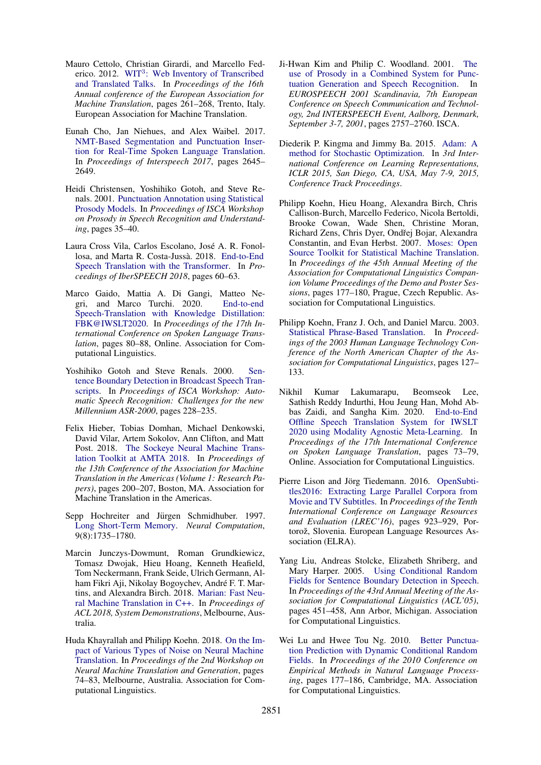Mauro Cettolo, Christian Girardi, and Marcello Federico. 2012. WIT[3]: Web Inventory of Transcribed and Translated Talks. In *Proceedings of the 16th Annual conference of the European Association for Machine Translation*, pages 261–268, Trento, Italy. European Association for Machine Translation.

Eunah Cho, Jan Niehues, and Alex Waibel. 2017. NMT-Based Segmentation and Punctuation Insertion for Real-Time Spoken Language Translation. In *Proceedings of Interspeech 2017*, pages 2645–2649.

Heidi Christensen, Yoshihiko Gotoh, and Steve Renals. 2001. Punctuation Annotation using Statistical Prosody Models. In *Proceedings of ISCA Workshop on Prosody in Speech Recognition and Understanding*, pages 35–40.

Laura Cross Vila, Carlos Escolano, José A. R. Fonollosa, and Marta R. Costa-Jussà. 2018. End-to-End Speech Translation with the Transformer. In *Proceedings of IberSPEECH 2018*, pages 60–63.

Marco Gaido, Mattia A. Di Gangi, Matteo Negri, and Marco Turchi. 2020. End-to-end Speech-Translation with Knowledge Distillation: FBK@IWSLT2020. In *Proceedings of the 17th International Conference on Spoken Language Translation*, pages 80–88, Online. Association for Computational Linguistics.

Yoshihiko Gotoh and Steve Renals. 2000. Sentence Boundary Detection in Broadcast Speech Transcripts. In *Proceedings of ISCA Workshop: Automatic Speech Recognition: Challenges for the new Millennium ASR-2000*, pages 228–235.

Felix Hieber, Tobias Domhan, Michael Denkowski, David Vilar, Artem Sokolov, Ann Clifton, and Matt Post. 2018. The Sockeye Neural Machine Translation Toolkit at AMTA 2018. In *Proceedings of the 13th Conference of the Association for Machine Translation in the Americas (Volume 1: Research Papers)*, pages 200–207, Boston, MA. Association for Machine Translation in the Americas.

Sepp Hochreiter and Jürgen Schmidhuber. 1997. Long Short-Term Memory. *Neural Computation*, 9(8):1735–1780.

Marcin Junczys-Dowmunt, Roman Grundkiewicz, Tomasz Dwojak, Hieu Hoang, Kenneth Heafield, Tom Neckermann, Frank Seide, Ulrich Germann, Alham Fikri Aji, Nikolay Bogoychev, André F. T. Martins, and Alexandra Birch. 2018. Marian: Fast Neural Machine Translation in C++. In *Proceedings of ACL 2018, System Demonstrations*, Melbourne, Australia.

Huda Khayrallah and Philipp Koehn. 2018. On the Impact of Various Types of Noise on Neural Machine Translation. In *Proceedings of the 2nd Workshop on Neural Machine Translation and Generation*, pages 74–83, Melbourne, Australia. Association for Computational Linguistics.

Ji-Hwan Kim and Philip C. Woodland. 2001. The use of Prosody in a Combined System for Punctuation Generation and Speech Recognition. In *EUROSPEECH 2001 Scandinavia, 7th European Conference on Speech Communication and Technology, 2nd INTERSPEECH Event, Aalborg, Denmark, September 3-7, 2001*, pages 2757–2760. ISCA.

Diederik P. Kingma and Jimmy Ba. 2015. Adam: A method for Stochastic Optimization. In *3rd International Conference on Learning Representations, ICLR 2015, San Diego, CA, USA, May 7-9, 2015, Conference Track Proceedings*.

Philipp Koehn, Hieu Hoang, Alexandra Birch, Chris Callison-Burch, Marcello Federico, Nicola Bertoldi, Brooke Cowan, Wade Shen, Christine Moran, Richard Zens, Chris Dyer, Ondřej Bojar, Alexandra Constantin, and Evan Herbst. 2007. Moses: Open Source Toolkit for Statistical Machine Translation. In *Proceedings of the 45th Annual Meeting of the Association for Computational Linguistics Companion Volume Proceedings of the Demo and Poster Sessions*, pages 177–180, Prague, Czech Republic. Association for Computational Linguistics.

Philipp Koehn, Franz J. Och, and Daniel Marcu. 2003. Statistical Phrase-Based Translation. In *Proceedings of the 2003 Human Language Technology Conference of the North American Chapter of the Association for Computational Linguistics*, pages 127–133.

Nikhil Kumar Lakumarapu, Beomseok Lee, Sathish Reddy Indurthi, Hou Jeung Han, Mohd Abbas Zaidi, and Sangha Kim. 2020. End-to-End Offline Speech Translation System for IWSLT 2020 using Modality Agnostic Meta-Learning. In *Proceedings of the 17th International Conference on Spoken Language Translation*, pages 73–79, Online. Association for Computational Linguistics.

Pierre Lison and Jörg Tiedemann. 2016. OpenSubtitles2016: Extracting Large Parallel Corpora from Movie and TV Subtitles. In *Proceedings of the Tenth International Conference on Language Resources and Evaluation (LREC'16)*, pages 923–929, Portorož, Slovenia. European Language Resources Association (ELRA).

Yang Liu, Andreas Stolcke, Elizabeth Shriberg, and Mary Harper. 2005. Using Conditional Random Fields for Sentence Boundary Detection in Speech. In *Proceedings of the 43rd Annual Meeting of the Association for Computational Linguistics (ACL'05)*, pages 451–458, Ann Arbor, Michigan. Association for Computational Linguistics.

Wei Lu and Hwee Tou Ng. 2010. Better Punctuation Prediction with Dynamic Conditional Random Fields. In *Proceedings of the 2010 Conference on Empirical Methods in Natural Language Processing*, pages 177–186, Cambridge, MA. Association for Computational Linguistics.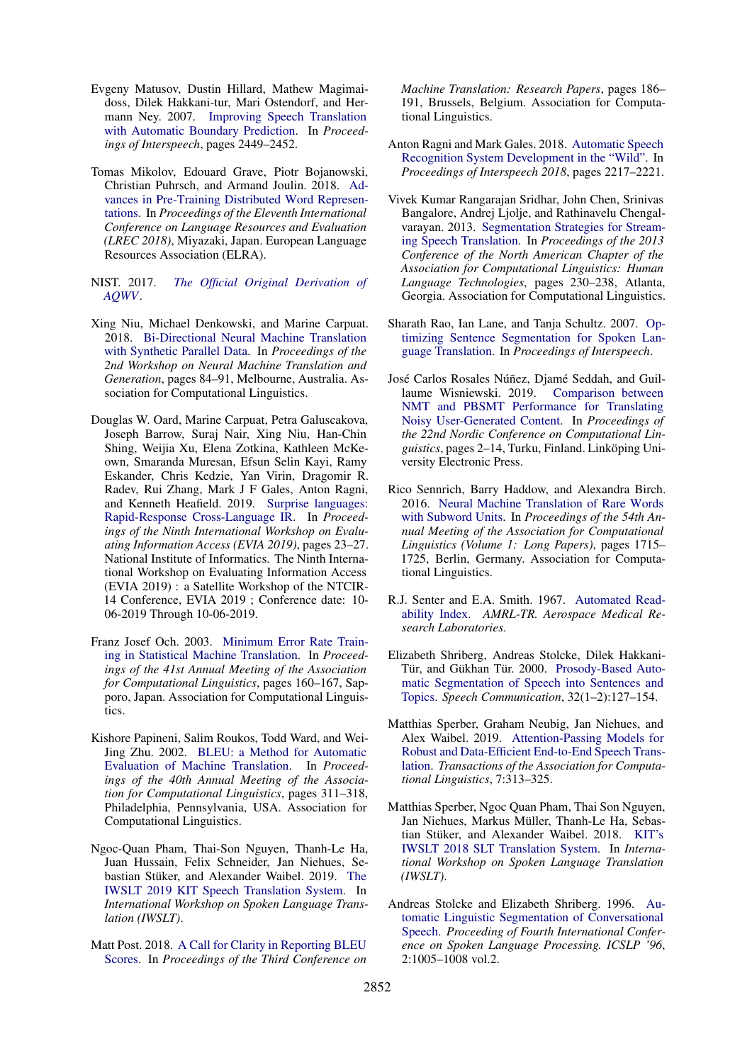Evgeny Matusov, Dustin Hillard, Mathew Magimai-doss, Dilek Hakkani-tur, Mari Ostendorf, and Hermann Ney. 2007. Improving Speech Translation with Automatic Boundary Prediction. In *Proceedings of Interspeech*, pages 2449–2452.

Tomas Mikolov, Edouard Grave, Piotr Bojanowski, Christian Puhrsch, and Armand Joulin. 2018. Advances in Pre-Training Distributed Word Representations. In *Proceedings of the Eleventh International Conference on Language Resources and Evaluation (LREC 2018)*, Miyazaki, Japan. European Language Resources Association (ELRA).

NIST. 2017. *The Official Original Derivation of AQWV*.

Xing Niu, Michael Denkowski, and Marine Carpuat. 2018. Bi-Directional Neural Machine Translation with Synthetic Parallel Data. In *Proceedings of the 2nd Workshop on Neural Machine Translation and Generation*, pages 84–91, Melbourne, Australia. Association for Computational Linguistics.

Douglas W. Oard, Marine Carpuat, Petra Galuscakova, Joseph Barrow, Suraj Nair, Xing Niu, Han-Chin Shing, Weijia Xu, Elena Zotkina, Kathleen McKeown, Smaranda Muresan, Efsun Selin Kayi, Ramy Eskander, Chris Kedzie, Yan Virin, Dragomir R. Radev, Rui Zhang, Mark J F Gales, Anton Ragni, and Kenneth Heafield. 2019. Surprise languages: Rapid-Response Cross-Language IR. In *Proceedings of the Ninth International Workshop on Evaluating Information Access (EVIA 2019)*, pages 23–27. National Institute of Informatics. The Ninth International Workshop on Evaluating Information Access (EVIA 2019) : a Satellite Workshop of the NTCIR-14 Conference, EVIA 2019 ; Conference date: 10-06-2019 Through 10-06-2019.

Franz Josef Och. 2003. Minimum Error Rate Training in Statistical Machine Translation. In *Proceedings of the 41st Annual Meeting of the Association for Computational Linguistics*, pages 160–167, Sapporo, Japan. Association for Computational Linguistics.

Kishore Papineni, Salim Roukos, Todd Ward, and Wei-Jing Zhu. 2002. BLEU: a Method for Automatic Evaluation of Machine Translation. In *Proceedings of the 40th Annual Meeting of the Association for Computational Linguistics*, pages 311–318, Philadelphia, Pennsylvania, USA. Association for Computational Linguistics.

Ngoc-Quan Pham, Thai-Son Nguyen, Thanh-Le Ha, Juan Hussain, Felix Schneider, Jan Niehues, Sebastian Stüker, and Alexander Waibel. 2019. The IWSLT 2019 KIT Speech Translation System. In *International Workshop on Spoken Language Translation (IWSLT)*.

Matt Post. 2018. A Call for Clarity in Reporting BLEU Scores. In *Proceedings of the Third Conference on Machine Translation: Research Papers*, pages 186–191, Brussels, Belgium. Association for Computational Linguistics.

Anton Ragni and Mark Gales. 2018. Automatic Speech Recognition System Development in the "Wild". In *Proceedings of Interspeech 2018*, pages 2217–2221.

Vivek Kumar Rangarajan Sridhar, John Chen, Srinivas Bangalore, Andrej Ljolje, and Rathinavelu Chengalvarayan. 2013. Segmentation Strategies for Streaming Speech Translation. In *Proceedings of the 2013 Conference of the North American Chapter of the Association for Computational Linguistics: Human Language Technologies*, pages 230–238, Atlanta, Georgia. Association for Computational Linguistics.

Sharath Rao, Ian Lane, and Tanja Schultz. 2007. Optimizing Sentence Segmentation for Spoken Language Translation. In *Proceedings of Interspeech*.

José Carlos Rosales Núñez, Djamé Seddah, and Guillaume Wisniewski. 2019. Comparison between NMT and PBSMT Performance for Translating Noisy User-Generated Content. In *Proceedings of the 22nd Nordic Conference on Computational Linguistics*, pages 2–14, Turku, Finland. Linköping University Electronic Press.

Rico Sennrich, Barry Haddow, and Alexandra Birch. 2016. Neural Machine Translation of Rare Words with Subword Units. In *Proceedings of the 54th Annual Meeting of the Association for Computational Linguistics (Volume 1: Long Papers)*, pages 1715–1725, Berlin, Germany. Association for Computational Linguistics.

R.J. Senter and E.A. Smith. 1967. Automated Readability Index. *AMRL-TR. Aerospace Medical Research Laboratories*.

Elizabeth Shriberg, Andreas Stolcke, Dilek Hakkani-Tür, and Gükhan Tür. 2000. Prosody-Based Automatic Segmentation of Speech into Sentences and Topics. *Speech Communication*, 32(1–2):127–154.

Matthias Sperber, Graham Neubig, Jan Niehues, and Alex Waibel. 2019. Attention-Passing Models for Robust and Data-Efficient End-to-End Speech Translation. *Transactions of the Association for Computational Linguistics*, 7:313–325.

Matthias Sperber, Ngoc Quan Pham, Thai Son Nguyen, Jan Niehues, Markus Müller, Thanh-Le Ha, Sebastian Stüker, and Alexander Waibel. 2018. KIT's IWSLT 2018 SLT Translation System. In *International Workshop on Spoken Language Translation (IWSLT)*.

Andreas Stolcke and Elizabeth Shriberg. 1996. Automatic Linguistic Segmentation of Conversational Speech. *Proceeding of Fourth International Conference on Spoken Language Processing. ICSLP '96*, 2:1005–1008 vol.2.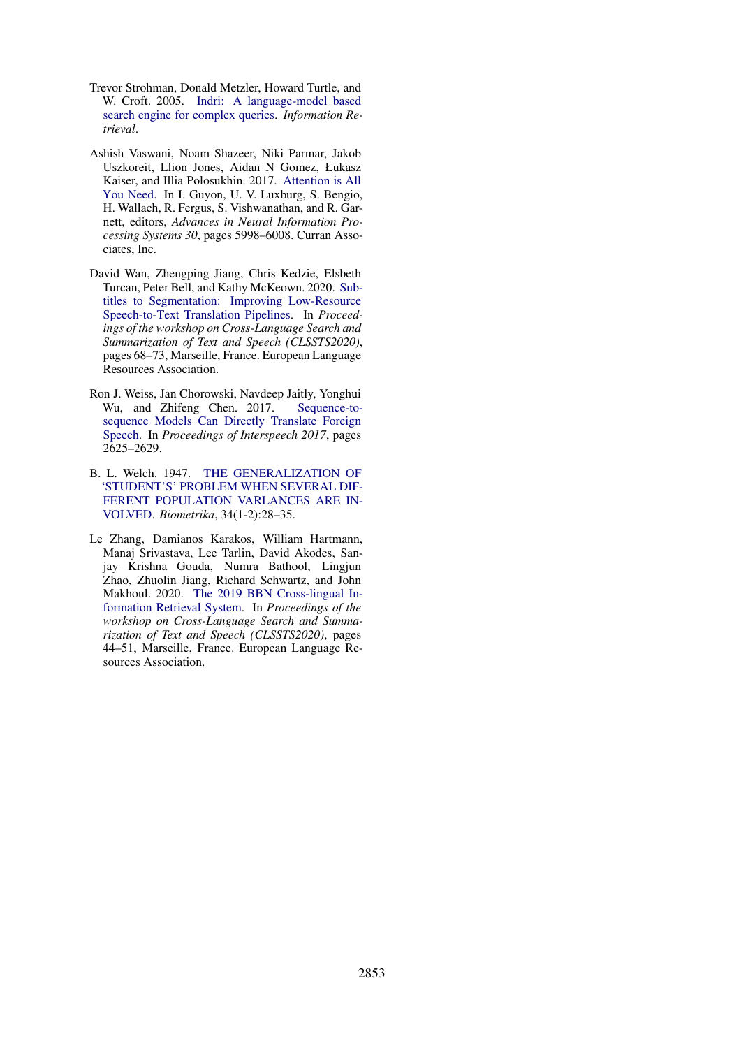Trevor Strohman, Donald Metzler, Howard Turtle, and W. Croft. 2005. Indri: A language-model based search engine for complex queries. *Information Retrieval*.

Ashish Vaswani, Noam Shazeer, Niki Parmar, Jakob Uszkoreit, Llion Jones, Aidan N Gomez, Łukasz Kaiser, and Illia Polosukhin. 2017. Attention is All You Need. In I. Guyon, U. V. Luxburg, S. Bengio, H. Wallach, R. Fergus, S. Vishwanathan, and R. Garnett, editors, *Advances in Neural Information Processing Systems 30*, pages 5998–6008. Curran Associates, Inc.

David Wan, Zhengping Jiang, Chris Kedzie, Elsbeth Turcan, Peter Bell, and Kathy McKeown. 2020. Subtitles to Segmentation: Improving Low-Resource Speech-to-Text Translation Pipelines. In *Proceedings of the workshop on Cross-Language Search and Summarization of Text and Speech (CLSSTS2020)*, pages 68–73, Marseille, France. European Language Resources Association.

Ron J. Weiss, Jan Chorowski, Navdeep Jaitly, Yonghui Wu, and Zhifeng Chen. 2017. Sequence-to-sequence Models Can Directly Translate Foreign Speech. In *Proceedings of Interspeech 2017*, pages 2625–2629.

B. L. Welch. 1947. THE GENERALIZATION OF 'STUDENT'S' PROBLEM WHEN SEVERAL DIFFERENT POPULATION VARLANCES ARE INVOLVED. *Biometrika*, 34(1-2):28–35.

Le Zhang, Damianos Karakos, William Hartmann, Manaj Srivastava, Lee Tarlin, David Akodes, Sanjay Krishna Gouda, Numra Bathool, Lingjun Zhao, Zhuolin Jiang, Richard Schwartz, and John Makhoul. 2020. The 2019 BBN Cross-lingual Information Retrieval System. In *Proceedings of the workshop on Cross-Language Search and Summarization of Text and Speech (CLSSTS2020)*, pages 44–51, Marseille, France. European Language Resources Association.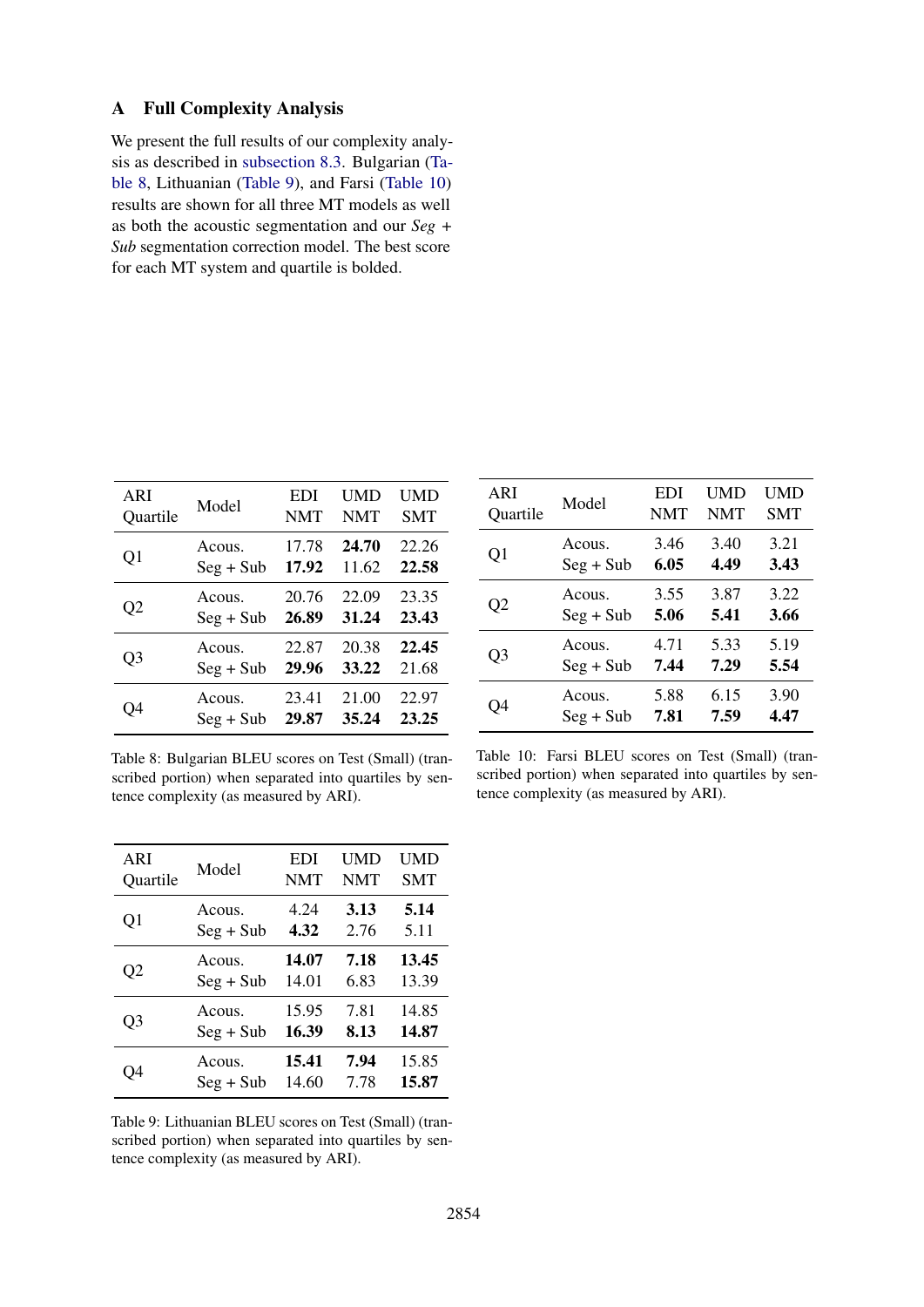## A Full Complexity Analysis

We present the full results of our complexity analysis as described in subsection 8.3. Bulgarian (Table 8, Lithuanian (Table 9), and Farsi (Table 10) results are shown for all three MT models as well as both the acoustic segmentation and our *Seg + Sub* segmentation correction model. The best score for each MT system and quartile is bolded.

| ARI Quartile | Model | EDI NMT | UMD NMT | UMD SMT |
|---|---|---|---|---|
| Q1 | Acous. | 17.78 | **24.70** | 22.26 |
| | Seg + Sub | **17.92** | 11.62 | **22.58** |
| Q2 | Acous. | 20.76 | 22.09 | 23.35 |
| | Seg + Sub | **26.89** | **31.24** | **23.43** |
| Q3 | Acous. | 22.87 | 20.38 | **22.45** |
| | Seg + Sub | **29.96** | **33.22** | 21.68 |
| Q4 | Acous. | 23.41 | 21.00 | 22.97 |
| | Seg + Sub | **29.87** | **35.24** | **23.25** |

Table 8: Bulgarian BLEU scores on Test (Small) (transcribed portion) when separated into quartiles by sentence complexity (as measured by ARI).

| ARI Quartile | Model | EDI NMT | UMD NMT | UMD SMT |
|---|---|---|---|---|
| Q1 | Acous. | 4.24 | **3.13** | **5.14** |
| | Seg + Sub | **4.32** | 2.76 | 5.11 |
| Q2 | Acous. | **14.07** | **7.18** | **13.45** |
| | Seg + Sub | 14.01 | 6.83 | 13.39 |
| Q3 | Acous. | 15.95 | 7.81 | 14.85 |
| | Seg + Sub | **16.39** | **8.13** | **14.87** |
| Q4 | Acous. | **15.41** | **7.94** | 15.85 |
| | Seg + Sub | 14.60 | 7.78 | **15.87** |

Table 9: Lithuanian BLEU scores on Test (Small) (transcribed portion) when separated into quartiles by sentence complexity (as measured by ARI).

| ARI Quartile | Model | EDI NMT | UMD NMT | UMD SMT |
|---|---|---|---|---|
| Q1 | Acous. | 3.46 | 3.40 | 3.21 |
| | Seg + Sub | **6.05** | **4.49** | **3.43** |
| Q2 | Acous. | 3.55 | 3.87 | 3.22 |
| | Seg + Sub | **5.06** | **5.41** | **3.66** |
| Q3 | Acous. | 4.71 | 5.33 | 5.19 |
| | Seg + Sub | **7.44** | **7.29** | **5.54** |
| Q4 | Acous. | 5.88 | 6.15 | 3.90 |
| | Seg + Sub | **7.81** | **7.59** | **4.47** |

Table 10: Farsi BLEU scores on Test (Small) (transcribed portion) when separated into quartiles by sentence complexity (as measured by ARI).